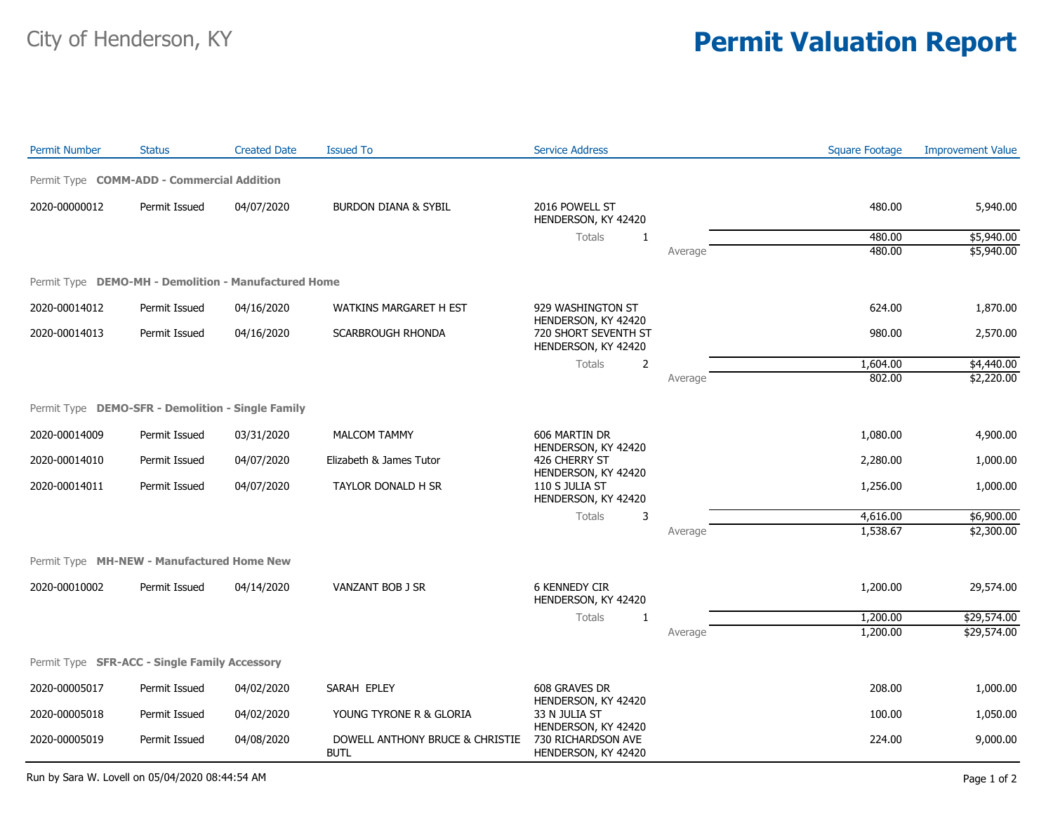City of Henderson, KY

# Permit Valuation Report

| Permit Number | Status | Created Date | Issued To | Service Address | | Square Footage | Improvement Value |
|---|---|---|---|---|---|---|---|
| **Permit Type COMM-ADD - Commercial Addition** | | | | | | | |
| 2020-00000012 | Permit Issued | 04/07/2020 | BURDON DIANA & SYBIL | 2016 POWELL ST HENDERSON, KY 42420 | | 480.00 | 5,940.00 |
| | | | | Totals 1 | | 480.00 | $5,940.00 |
| | | | | | Average | 480.00 | $5,940.00 |
| **Permit Type DEMO-MH - Demolition - Manufactured Home** | | | | | | | |
| 2020-00014012 | Permit Issued | 04/16/2020 | WATKINS MARGARET H EST | 929 WASHINGTON ST HENDERSON, KY 42420 | | 624.00 | 1,870.00 |
| 2020-00014013 | Permit Issued | 04/16/2020 | SCARBROUGH RHONDA | 720 SHORT SEVENTH ST HENDERSON, KY 42420 | | 980.00 | 2,570.00 |
| | | | | Totals 2 | | 1,604.00 | $4,440.00 |
| | | | | | Average | 802.00 | $2,220.00 |
| **Permit Type DEMO-SFR - Demolition - Single Family** | | | | | | | |
| 2020-00014009 | Permit Issued | 03/31/2020 | MALCOM TAMMY | 606 MARTIN DR HENDERSON, KY 42420 | | 1,080.00 | 4,900.00 |
| 2020-00014010 | Permit Issued | 04/07/2020 | Elizabeth & James Tutor | 426 CHERRY ST HENDERSON, KY 42420 | | 2,280.00 | 1,000.00 |
| 2020-00014011 | Permit Issued | 04/07/2020 | TAYLOR DONALD H SR | 110 S JULIA ST HENDERSON, KY 42420 | | 1,256.00 | 1,000.00 |
| | | | | Totals 3 | | 4,616.00 | $6,900.00 |
| | | | | | Average | 1,538.67 | $2,300.00 |
| **Permit Type MH-NEW - Manufactured Home New** | | | | | | | |
| 2020-00010002 | Permit Issued | 04/14/2020 | VANZANT BOB J SR | 6 KENNEDY CIR HENDERSON, KY 42420 | | 1,200.00 | 29,574.00 |
| | | | | Totals 1 | | 1,200.00 | $29,574.00 |
| | | | | | Average | 1,200.00 | $29,574.00 |
| **Permit Type SFR-ACC - Single Family Accessory** | | | | | | | |
| 2020-00005017 | Permit Issued | 04/02/2020 | SARAH EPLEY | 608 GRAVES DR HENDERSON, KY 42420 | | 208.00 | 1,000.00 |
| 2020-00005018 | Permit Issued | 04/02/2020 | YOUNG TYRONE R & GLORIA | 33 N JULIA ST HENDERSON, KY 42420 | | 100.00 | 1,050.00 |
| 2020-00005019 | Permit Issued | 04/08/2020 | DOWELL ANTHONY BRUCE & CHRISTIE BUTL | 730 RICHARDSON AVE HENDERSON, KY 42420 | | 224.00 | 9,000.00 |

Run by Sara W. Lovell on 05/04/2020 08:44:54 AM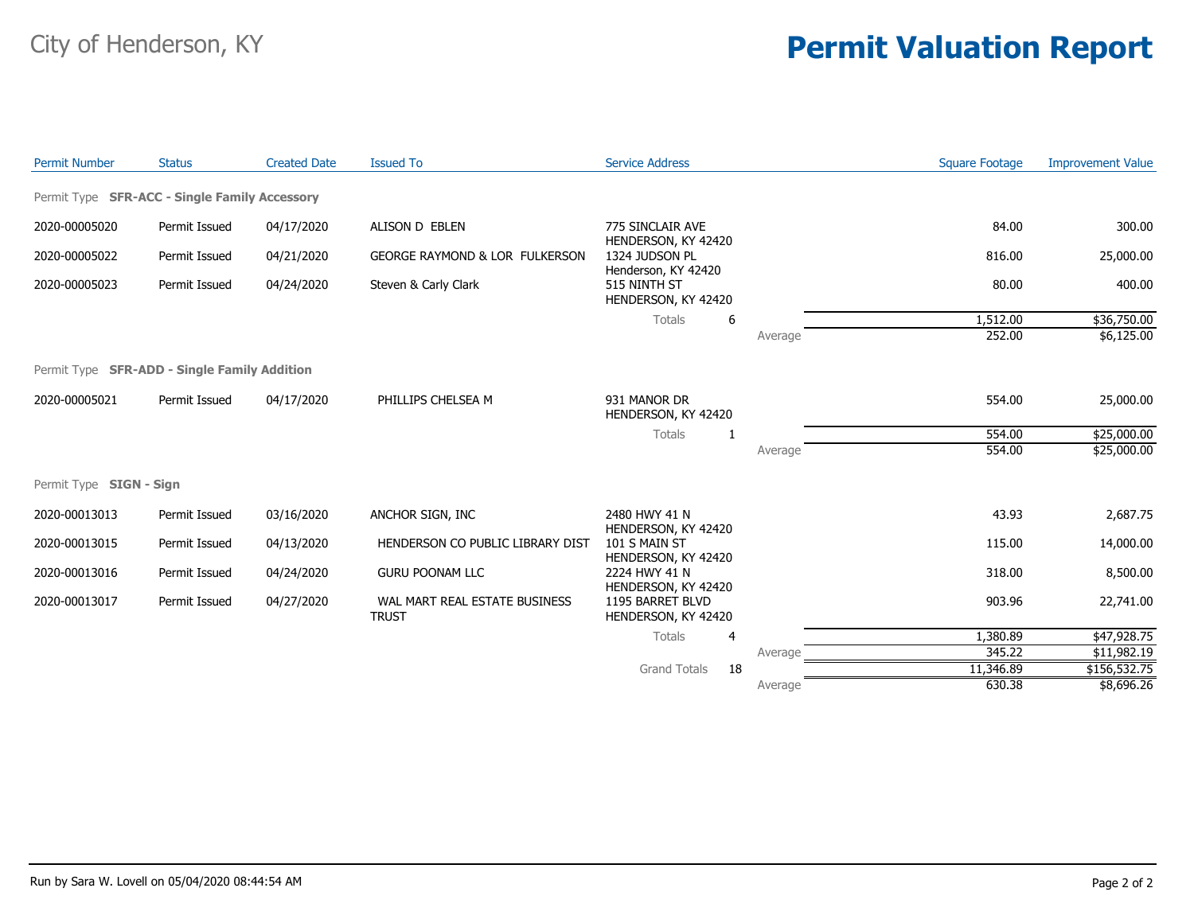City of Henderson, KY

# Permit Valuation Report

| Permit Number | Status | Created Date | Issued To | Service Address | | | Square Footage | Improvement Value |
|---|---|---|---|---|---|---|---|---|
| Permit Type **SFR-ACC - Single Family Accessory** | | | | | | | | |
| 2020-00005020 | Permit Issued | 04/17/2020 | ALISON D EBLEN | 775 SINCLAIR AVE HENDERSON, KY 42420 | | | 84.00 | 300.00 |
| 2020-00005022 | Permit Issued | 04/21/2020 | GEORGE RAYMOND & LOR FULKERSON | 1324 JUDSON PL Henderson, KY 42420 | | | 816.00 | 25,000.00 |
| 2020-00005023 | Permit Issued | 04/24/2020 | Steven & Carly Clark | 515 NINTH ST HENDERSON, KY 42420 | | | 80.00 | 400.00 |
| | | | | Totals | 6 | | 1,512.00 | $36,750.00 |
| | | | | | | Average | 252.00 | $6,125.00 |
| Permit Type **SFR-ADD - Single Family Addition** | | | | | | | | |
| 2020-00005021 | Permit Issued | 04/17/2020 | PHILLIPS CHELSEA M | 931 MANOR DR HENDERSON, KY 42420 | | | 554.00 | 25,000.00 |
| | | | | Totals | 1 | | 554.00 | $25,000.00 |
| | | | | | | Average | 554.00 | $25,000.00 |
| Permit Type **SIGN - Sign** | | | | | | | | |
| 2020-00013013 | Permit Issued | 03/16/2020 | ANCHOR SIGN, INC | 2480 HWY 41 N HENDERSON, KY 42420 | | | 43.93 | 2,687.75 |
| 2020-00013015 | Permit Issued | 04/13/2020 | HENDERSON CO PUBLIC LIBRARY DIST | 101 S MAIN ST HENDERSON, KY 42420 | | | 115.00 | 14,000.00 |
| 2020-00013016 | Permit Issued | 04/24/2020 | GURU POONAM LLC | 2224 HWY 41 N HENDERSON, KY 42420 | | | 318.00 | 8,500.00 |
| 2020-00013017 | Permit Issued | 04/27/2020 | WAL MART REAL ESTATE BUSINESS TRUST | 1195 BARRET BLVD HENDERSON, KY 42420 | | | 903.96 | 22,741.00 |
| | | | | Totals | 4 | | 1,380.89 | $47,928.75 |
| | | | | | | Average | 345.22 | $11,982.19 |
| | | | | Grand Totals | 18 | | 11,346.89 | $156,532.75 |
| | | | | | | Average | 630.38 | $8,696.26 |

Run by Sara W. Lovell on 05/04/2020 08:44:54 AM